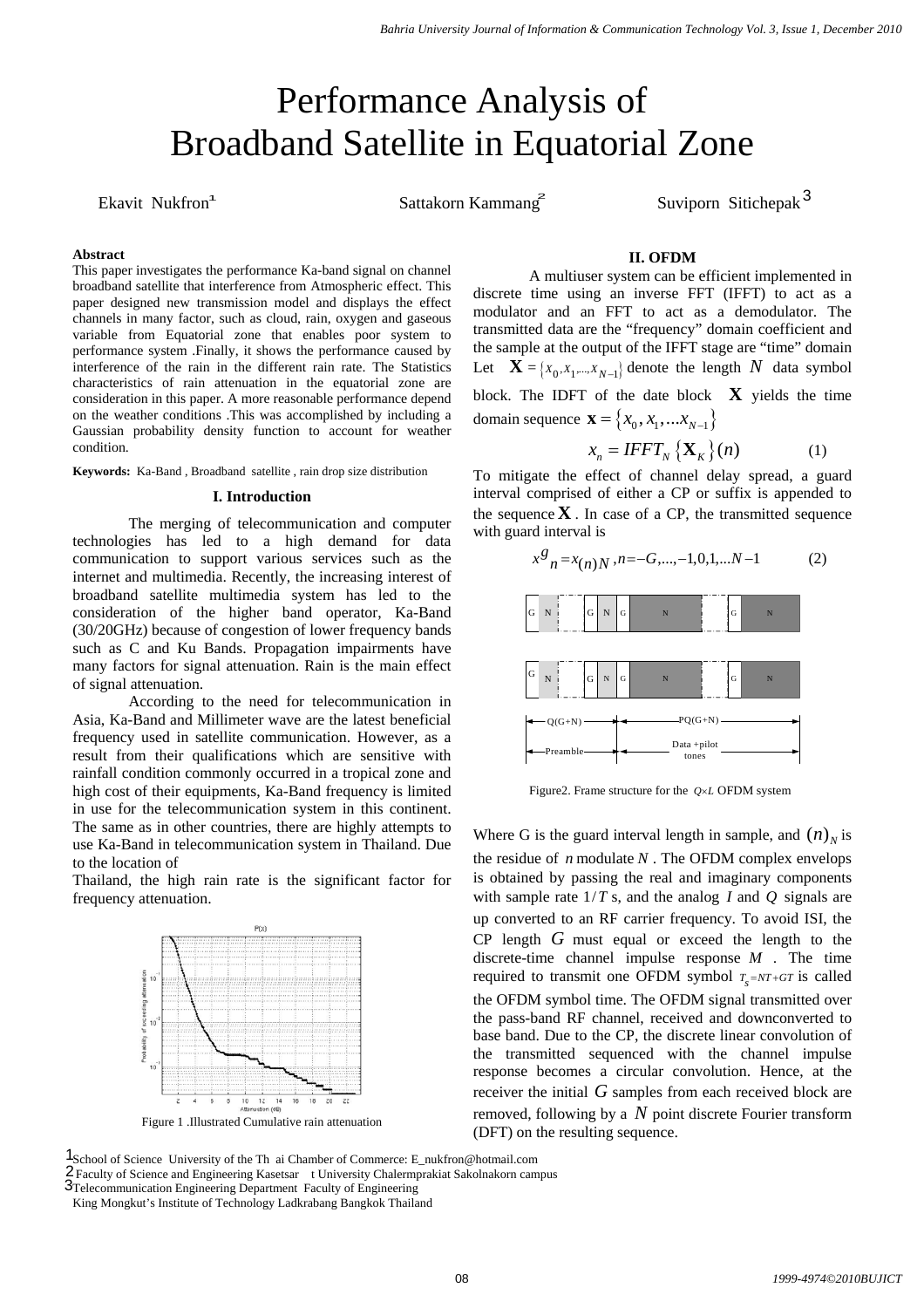# Performance Analysis of Broadband Satellite in Equatorial Zone

Ekavit Nukfron[1] Sattakorn Kammang[2] Suviporn Sitichepak[3]

**Abstract**

This paper investigates the performance Ka-band signal on channel broadband satellite that interference from Atmospheric effect. This paper designed new transmission model and displays the effect channels in many factor, such as cloud, rain, oxygen and gaseous variable from Equatorial zone that enables poor system to performance system .Finally, it shows the performance caused by interference of the rain in the different rain rate. The Statistics characteristics of rain attenuation in the equatorial zone are consideration in this paper. A more reasonable performance depend on the weather conditions .This was accomplished by including a Gaussian probability density function to account for weather condition.

**Keywords:** Ka-Band , Broadband satellite , rain drop size distribution

## I. Introduction

The merging of telecommunication and computer technologies has led to a high demand for data communication to support various services such as the internet and multimedia. Recently, the increasing interest of broadband satellite multimedia system has led to the consideration of the higher band operator, Ka-Band (30/20GHz) because of congestion of lower frequency bands such as C and Ku Bands. Propagation impairments have many factors for signal attenuation. Rain is the main effect of signal attenuation.

According to the need for telecommunication in Asia, Ka-Band and Millimeter wave are the latest beneficial frequency used in satellite communication. However, as a result from their qualifications which are sensitive with rainfall condition commonly occurred in a tropical zone and high cost of their equipments, Ka-Band frequency is limited in use for the telecommunication system in this continent. The same as in other countries, there are highly attempts to use Ka-Band in telecommunication system in Thailand. Due to the location of Thailand, the high rain rate is the significant factor for frequency attenuation.

Figure 1 .Illustrated Cumulative rain attenuation

## II. OFDM

A multiuser system can be efficient implemented in discrete time using an inverse FFT (IFFT) to act as a modulator and an FFT to act as a demodulator. The transmitted data are the "frequency" domain coefficient and the sample at the output of the IFFT stage are "time" domain Let $\mathbf{X} = \{x_0, x_1, ..., x_{N-1}\}$ denote the length $N$ data symbol block. The IDFT of the date block $\mathbf{X}$ yields the time domain sequence $\mathbf{x} = \{x_0, x_1, ...x_{N-1}\}$

$$x_n = IFFT_N\{\mathbf{X}_K\}(n) \qquad (1)$$

To mitigate the effect of channel delay spread, a guard interval comprised of either a CP or suffix is appended to the sequence $\mathbf{X}$. In case of a CP, the transmitted sequence with guard interval is

$$x^g{}_n = x_{(n)N}, n = -G, ..., -1, 0, 1, ...N-1 \qquad (2)$$

Figure2. Frame structure for the $Q \times L$ OFDM system

Where G is the guard interval length in sample, and $(n)_N$ is the residue of $n$ modulate $N$. The OFDM complex envelops is obtained by passing the real and imaginary components with sample rate $1/T$ s, and the analog $I$ and $Q$ signals are up converted to an RF carrier frequency. To avoid ISI, the CP length $G$ must equal or exceed the length to the discrete-time channel impulse response $M$ . The time required to transmit one OFDM symbol $T_s = NT + GT$ is called the OFDM symbol time. The OFDM signal transmitted over the pass-band RF channel, received and downconverted to base band. Due to the CP, the discrete linear convolution of the transmitted sequenced with the channel impulse response becomes a circular convolution. Hence, at the receiver the initial $G$ samples from each received block are removed, following by a $N$ point discrete Fourier transform (DFT) on the resulting sequence.

[1]School of Science University of the Th ai Chamber of Commerce: E_nukfron@hotmail.com
[2] Faculty of Science and Engineering Kasetsar t University Chalermprakiat Sakolnakorn campus
[3]Telecommunication Engineering Department Faculty of Engineering
King Mongkut's Institute of Technology Ladkrabang Bangkok Thailand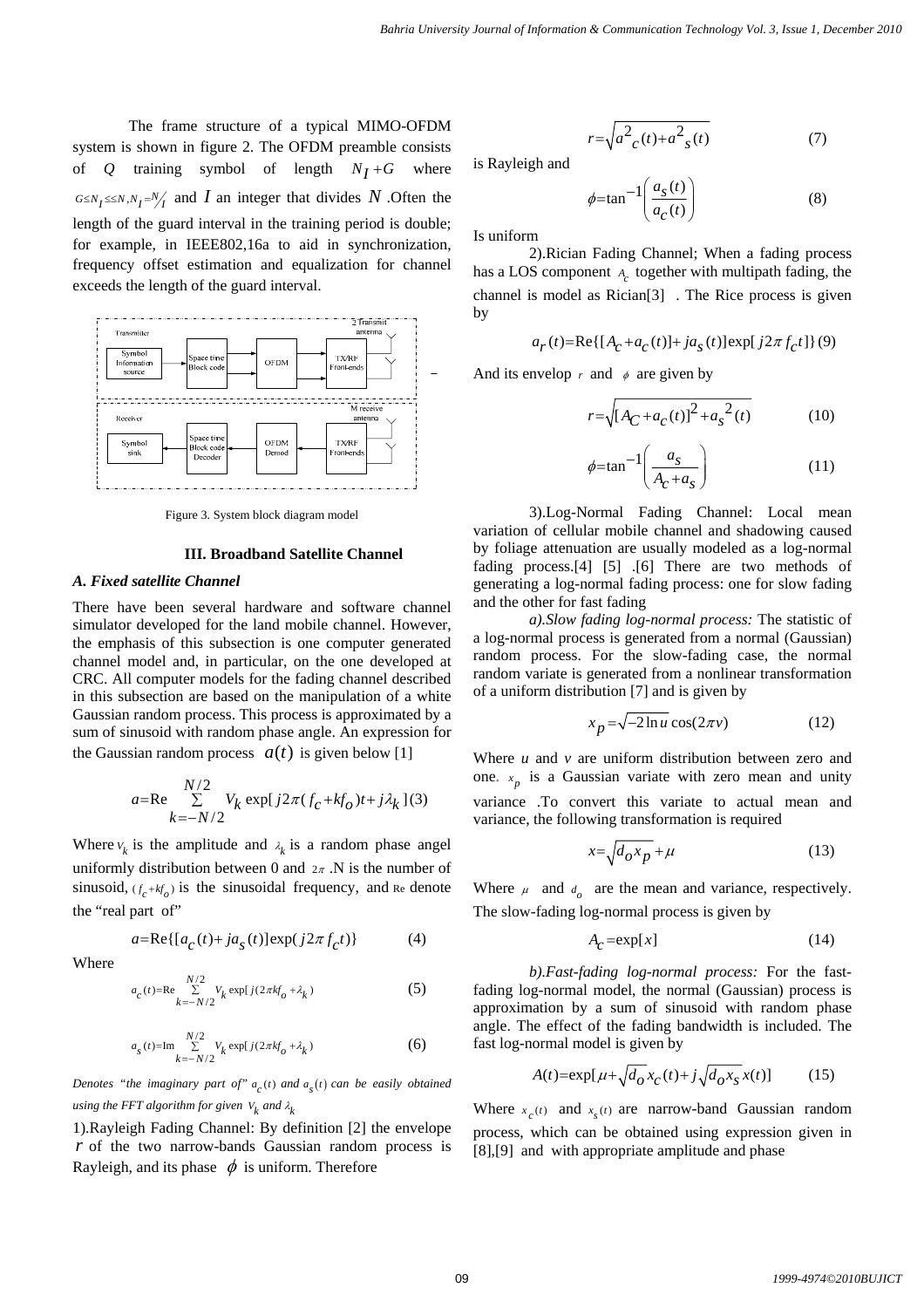The frame structure of a typical MIMO-OFDM system is shown in figure 2. The OFDM preamble consists of $Q$ training symbol of length $N_I+G$ where $G \le N_I \le \le N, N_I = N/I$ and $I$ an integer that divides $N$. Often the length of the guard interval in the training period is double; for example, in IEEE802,16a to aid in synchronization, frequency offset estimation and equalization for channel exceeds the length of the guard interval.

Figure 3. System block diagram model

### III. Broadband Satellite Channel

#### *A. Fixed satellite Channel*

There have been several hardware and software channel simulator developed for the land mobile channel. However, the emphasis of this subsection is one computer generated channel model and, in particular, on the one developed at CRC. All computer models for the fading channel described in this subsection are based on the manipulation of a white Gaussian random process. This process is approximated by a sum of sinusoid with random phase angle. An expression for the Gaussian random process $a(t)$ is given below [1]

$$a = \mathrm{Re} \sum_{k=-N/2}^{N/2} V_k \exp[j2\pi(f_c + kf_o)t + j\lambda_k] \quad (3)$$

Where $v_k$ is the amplitude and $\lambda_k$ is a random phase angel uniformly distribution between 0 and $2\pi$. N is the number of sinusoid, $(f_c + kf_o)$ is the sinusoidal frequency, and Re denote the "real part of"

$$a = \mathrm{Re}\{[a_c(t) + ja_s(t)]\exp(j2\pi f_c t)\} \quad (4)$$

Where

$$a_c(t) = \mathrm{Re} \sum_{k=-N/2}^{N/2} V_k \exp[j(2\pi k f_o + \lambda_k) \quad (5)$$

$$a_s(t) = \mathrm{Im} \sum_{k=-N/2}^{N/2} V_k \exp[j(2\pi k f_o + \lambda_k) \quad (6)$$

*Denotes "the imaginary part of" $a_c(t)$ and $a_s(t)$ can be easily obtained using the FFT algorithm for given $V_k$ and $\lambda_k$*

1).Rayleigh Fading Channel: By definition [2] the envelope $r$ of the two narrow-bands Gaussian random process is Rayleigh, and its phase $\phi$ is uniform. Therefore

$$r = \sqrt{a^2{}_c(t) + a^2{}_s(t)} \quad (7)$$

is Rayleigh and

$$\phi = \tan^{-1}\left(\frac{a_s(t)}{a_c(t)}\right) \quad (8)$$

Is uniform

2).Rician Fading Channel; When a fading process has a LOS component $A_c$ together with multipath fading, the channel is model as Rician[3] . The Rice process is given by

$$a_r(t) = \mathrm{Re}\{[A_c + a_c(t)] + ja_s(t)]\exp[j2\pi f_c t]\} \quad (9)$$

And its envelop $r$ and $\phi$ are given by

$$r = \sqrt{[A_C + a_c(t)]^2 + a_s{}^2(t)} \quad (10)$$

$$\phi = \tan^{-1}\left(\frac{a_s}{A_c + a_s}\right) \quad (11)$$

3).Log-Normal Fading Channel: Local mean variation of cellular mobile channel and shadowing caused by foliage attenuation are usually modeled as a log-normal fading process.[4] [5] .[6] There are two methods of generating a log-normal fading process: one for slow fading and the other for fast fading

*a).Slow fading log-normal process:* The statistic of a log-normal process is generated from a normal (Gaussian) random process. For the slow-fading case, the normal random variate is generated from a nonlinear transformation of a uniform distribution [7] and is given by

$$x_p = \sqrt{-2\ln u}\cos(2\pi v) \quad (12)$$

Where $u$ and $v$ are uniform distribution between zero and one. $x_p$ is a Gaussian variate with zero mean and unity variance .To convert this variate to actual mean and variance, the following transformation is required

$$x = \sqrt{d_o x_p} + \mu \quad (13)$$

Where $\mu$ and $d_o$ are the mean and variance, respectively. The slow-fading log-normal process is given by

$$A_c = \exp[x] \quad (14)$$

*b).Fast-fading log-normal process:* For the fast-fading log-normal model, the normal (Gaussian) process is approximation by a sum of sinusoid with random phase angle. The effect of the fading bandwidth is included. The fast log-normal model is given by

$$A(t) = \exp[\mu + \sqrt{d_o}\, x_c(t) + j\sqrt{d_o x_s}\, x(t)] \quad (15)$$

Where $x_c(t)$ and $x_s(t)$ are narrow-band Gaussian random process, which can be obtained using expression given in [8],[9] and with appropriate amplitude and phase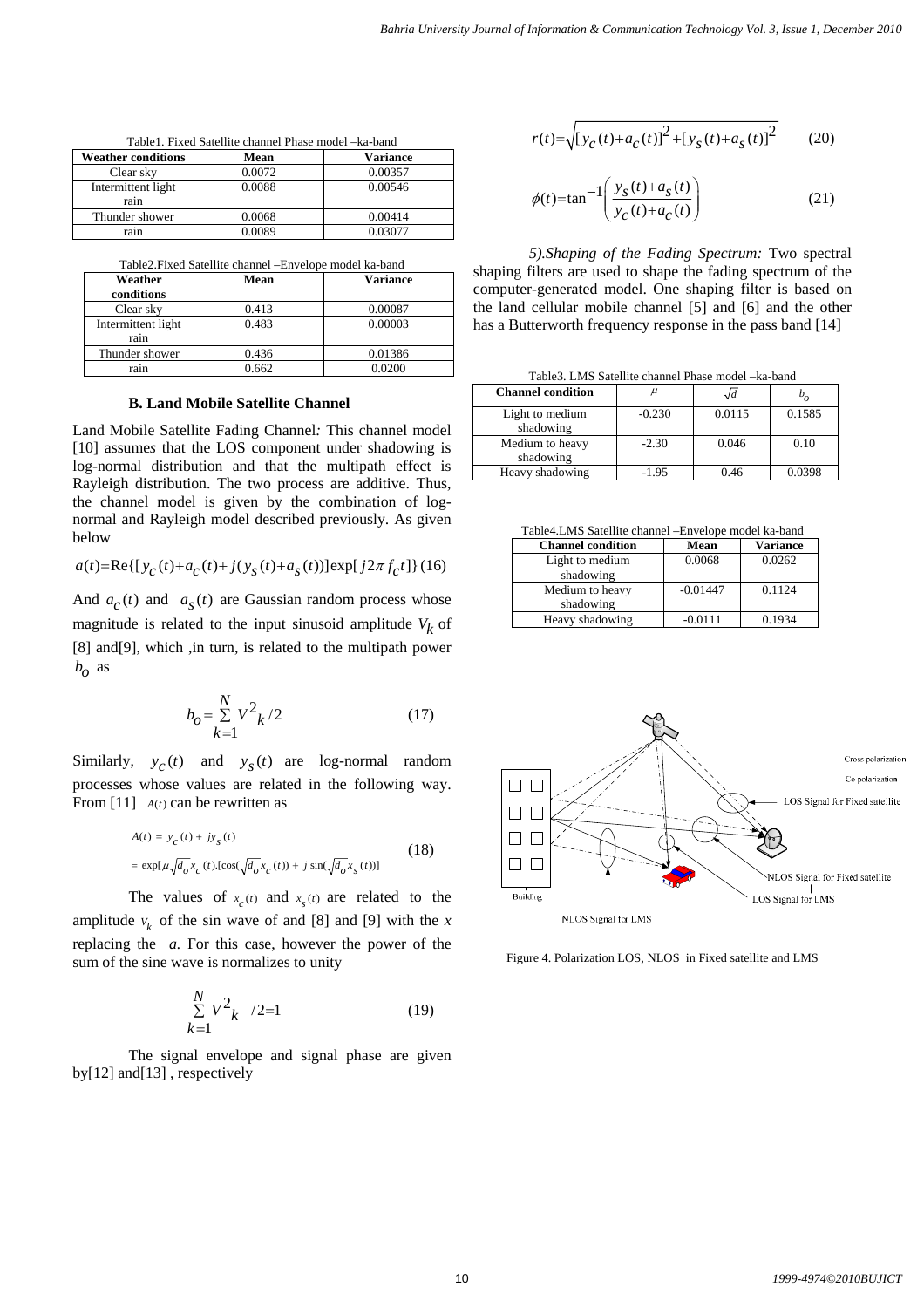Table1. Fixed Satellite channel Phase model –ka-band

| Weather conditions | Mean | Variance |
|---|---|---|
| Clear sky | 0.0072 | 0.00357 |
| Intermittent light rain | 0.0088 | 0.00546 |
| Thunder shower | 0.0068 | 0.00414 |
| rain | 0.0089 | 0.03077 |

Table2.Fixed Satellite channel –Envelope model ka-band

| Weather conditions | Mean | Variance |
|---|---|---|
| Clear sky | 0.413 | 0.00087 |
| Intermittent light rain | 0.483 | 0.00003 |
| Thunder shower | 0.436 | 0.01386 |
| rain | 0.662 | 0.0200 |

### B. Land Mobile Satellite Channel

Land Mobile Satellite Fading Channel*:* This channel model [10] assumes that the LOS component under shadowing is log-normal distribution and that the multipath effect is Rayleigh distribution. The two process are additive. Thus, the channel model is given by the combination of log-normal and Rayleigh model described previously. As given below

$$a(t)=\mathrm{Re}\{[y_c(t)+a_c(t)+j(y_s(t)+a_s(t))]\exp[j2\pi f_c t]\} \quad (16)$$

And $a_c(t)$ and $a_s(t)$ are Gaussian random process whose magnitude is related to the input sinusoid amplitude $V_k$ of [8] and[9], which ,in turn, is related to the multipath power $b_o$ as

$$b_o=\sum_{k=1}^{N} V^2{}_k/2 \quad (17)$$

Similarly, $y_c(t)$ and $y_s(t)$ are log-normal random processes whose values are related in the following way. From [11] $A(t)$ can be rewritten as

$$\begin{aligned} A(t) &= y_c(t) + jy_s(t) \\ &= \exp[\mu\sqrt{d_o}x_c(t).[\cos(\sqrt{d_o}x_c(t)) + j\sin(\sqrt{d_o}x_s(t))] \end{aligned} \quad (18)$$

The values of $x_c(t)$ and $x_s(t)$ are related to the amplitude $v_k$ of the sin wave of and [8] and [9] with the *x* replacing the *a*. For this case, however the power of the sum of the sine wave is normalizes to unity

$$\sum_{k=1}^{N} V^2{}_k \ /2=1 \quad (19)$$

The signal envelope and signal phase are given by[12] and[13] , respectively

$$r(t)=\sqrt{[y_c(t)+a_c(t)]^2+[y_s(t)+a_s(t)]^2} \quad (20)$$

$$\phi(t)=\tan^{-1}\left(\frac{y_s(t)+a_s(t)}{y_c(t)+a_c(t)}\right) \quad (21)$$

*5).Shaping of the Fading Spectrum:* Two spectral shaping filters are used to shape the fading spectrum of the computer-generated model. One shaping filter is based on the land cellular mobile channel [5] and [6] and the other has a Butterworth frequency response in the pass band [14]

Table3. LMS Satellite channel Phase model –ka-band

| Channel condition | $\mu$ | $\sqrt{d}$ | $b_o$ |
|---|---|---|---|
| Light to medium shadowing | -0.230 | 0.0115 | 0.1585 |
| Medium to heavy shadowing | -2.30 | 0.046 | 0.10 |
| Heavy shadowing | -1.95 | 0.46 | 0.0398 |

Table4.LMS Satellite channel –Envelope model ka-band

| Channel condition | Mean | Variance |
|---|---|---|
| Light to medium shadowing | 0.0068 | 0.0262 |
| Medium to heavy shadowing | -0.01447 | 0.1124 |
| Heavy shadowing | -0.0111 | 0.1934 |

Figure 4. Polarization LOS, NLOS in Fixed satellite and LMS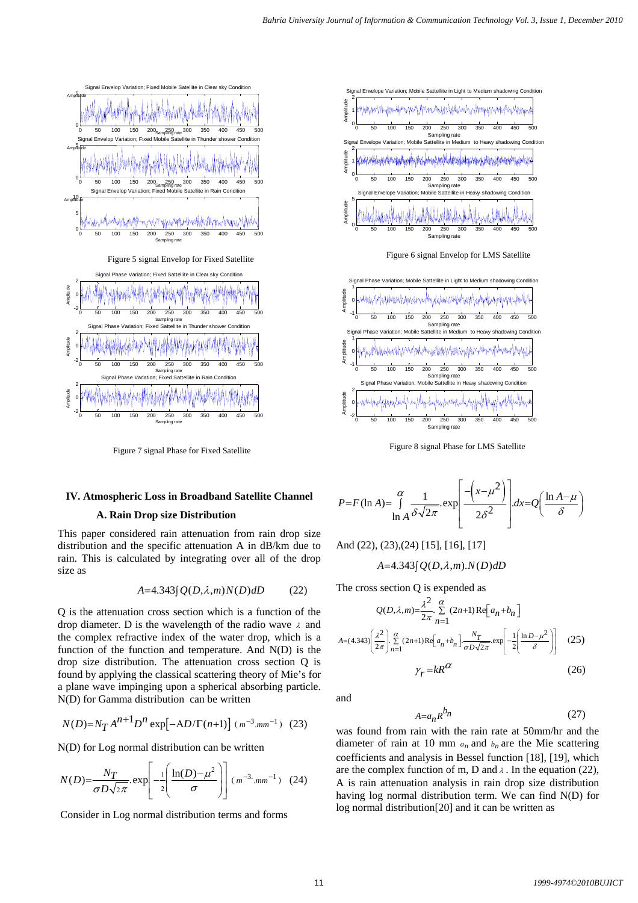Figure 5 signal Envelop for Fixed Satellite

Figure 6 signal Envelop for LMS Satellite

Figure 7 signal Phase for Fixed Satellite

Figure 8 signal Phase for LMS Satellite

## IV. Atmospheric Loss in Broadband Satellite Channel

### A. Rain Drop size Distribution

This paper considered rain attenuation from rain drop size distribution and the specific attenuation A in dB/km due to rain. This is calculated by integrating over all of the drop size as

$$A = 4.343 \int Q(D, \lambda, m) N(D) dD \qquad (22)$$

Q is the attenuation cross section which is a function of the drop diameter. D is the wavelength of the radio wave $\lambda$ and the complex refractive index of the water drop, which is a function of the function and temperature. And N(D) is the drop size distribution. The attenuation cross section Q is found by applying the classical scattering theory of Mie's for a plane wave impinging upon a spherical absorbing particle. N(D) for Gamma distribution can be written

$$N(D) = N_T A^{n+1} D^n \exp\left[-AD/\Gamma(n+1)\right] \; (m^{-3}.mm^{-1}) \quad (23)$$

N(D) for Log normal distribution can be written

$$N(D) = \frac{N_T}{\sigma D \sqrt{2\pi}} . \exp\left[-\frac{1}{2}\left(\frac{\ln(D) - \mu^2}{\sigma}\right)\right] \; (m^{-3}.mm^{-1}) \quad (24)$$

Consider in Log normal distribution terms and forms

$$P = F(\ln A) = \int_{\ln A}^{\alpha} \frac{1}{\delta\sqrt{2\pi}} . \exp\left[\frac{-\left(x - \mu^2\right)}{2\delta^2}\right] . dx = Q\left(\frac{\ln A - \mu}{\delta}\right)$$

And (22), (23),(24) [15], [16], [17]

$$A = 4.343 \int Q(D, \lambda, m) . N(D) dD$$

The cross section Q is expended as

$$Q(D, \lambda, m) = \frac{\lambda^2}{2\pi} . \sum_{n=1}^{\alpha} (2n+1) \operatorname{Re}\left[a_n + b_n\right]$$

$$A = (4.343)\left(\frac{\lambda^2}{2\pi}\right) . \sum_{n=1}^{\alpha} (2n+1) \operatorname{Re}\left[a_n + b_n\right] \frac{N_T}{\sigma D \sqrt{2\pi}} . \exp\left[-\frac{1}{2}\left(\frac{\ln D - \mu^2}{\delta}\right)\right] \quad (25)$$

$$\gamma_r = kR^{\alpha} \qquad (26)$$

and

$$A = a_n R^{b_n} \qquad (27)$$

was found from rain with the rain rate at 50mm/hr and the diameter of rain at 10 mm $a_n$ and $b_n$ are the Mie scattering coefficients and analysis in Bessel function [18], [19], which are the complex function of m, D and $\lambda$. In the equation (22), A is rain attenuation analysis in rain drop size distribution having log normal distribution term. We can find N(D) for log normal distribution[20] and it can be written as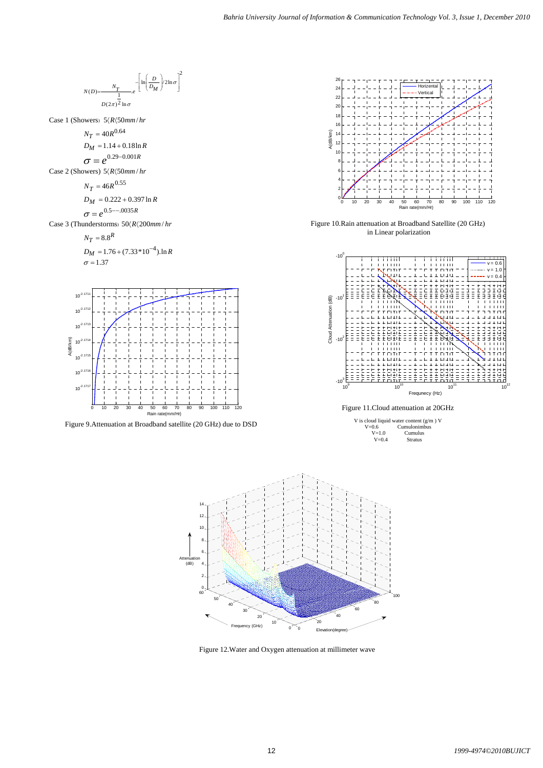$$N(D) = \frac{N_T}{D(2\pi)^{\frac{1}{2}} \ln\sigma} . e^{-\left[\ln\left(\frac{D}{D_M}\right)/2\ln\sigma\right]^2}$$

Case 1 (Showers) $5\langle R \langle 50 mm/hr$

$$N_T = 40R^{0.64}$$

$$D_M = 1.14 + 0.18 \ln R$$

$$\sigma = e^{0.29 - 0.001R}$$

Case 2 (Showers) $5\langle R \langle 50 mm/hr$

$$N_T = 46R^{0.55}$$

$$D_M = 0.222 + 0.397 \ln R$$

$$\sigma = e^{0.5 -- .0035R}$$

Case 3 (Thunderstorms) $50\langle R \langle 200 mm/hr$

$$N_T = 8.8^R$$

$$D_M = 1.76 + (7.33*10^{-4}).\ln R$$

$$\sigma = 1.37$$

Figure 9.Attenuation at Broadband satellite (20 GHz) due to DSD

Figure 10.Rain attenuation at Broadband Satellite (20 GHz) in Linear polarization

Figure 11.Cloud attenuation at 20GHz

V is cloud liquid water content (g/m ) V

| V | Cloud type |
|---|---|
| V=0.6 | Cumulonimbus |
| V=1.0 | Cumulus |
| V=0.4 | Stratus |

Figure 12.Water and Oxygen attenuation at millimeter wave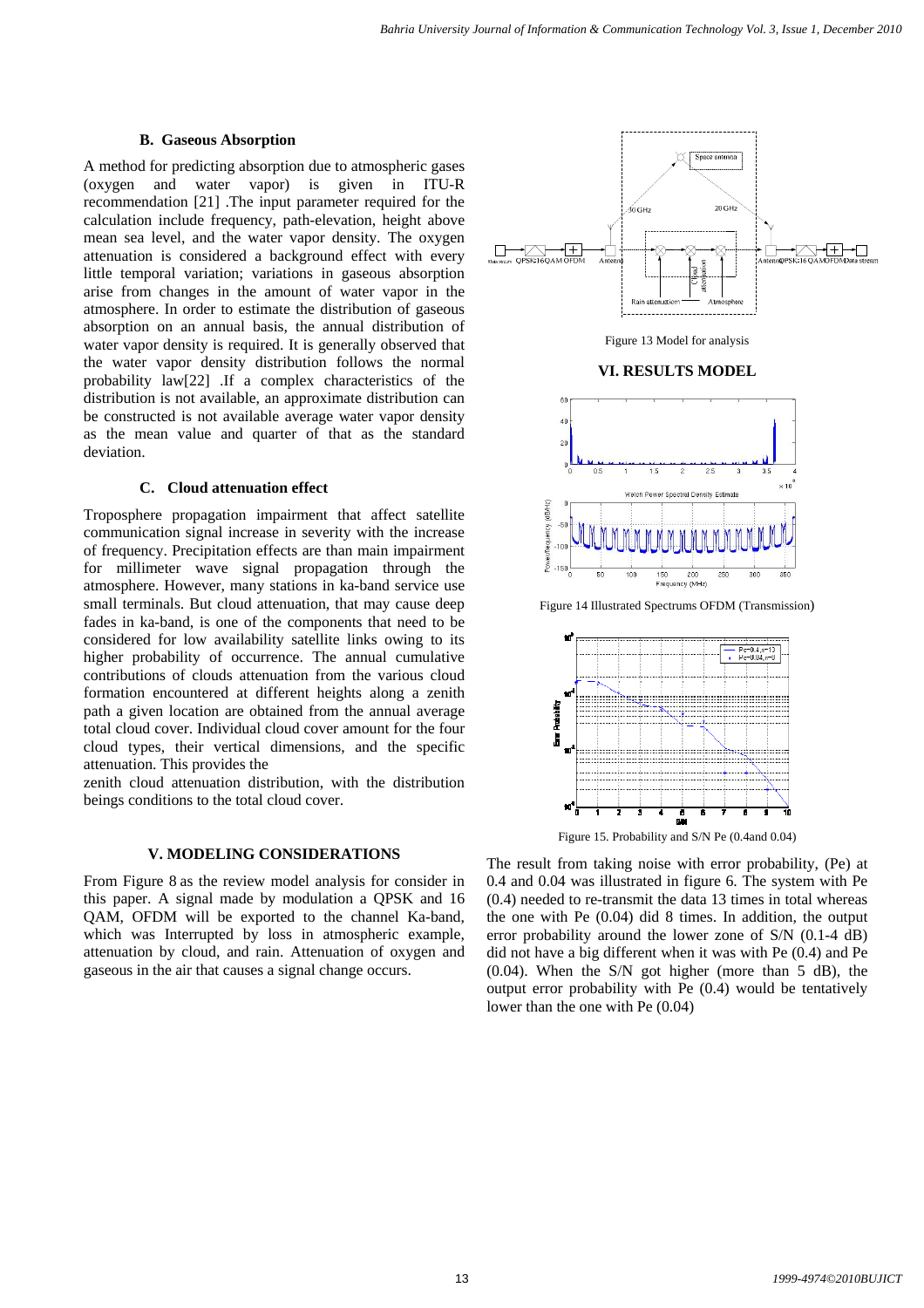### B. Gaseous Absorption

A method for predicting absorption due to atmospheric gases (oxygen and water vapor) is given in ITU-R recommendation [21] .The input parameter required for the calculation include frequency, path-elevation, height above mean sea level, and the water vapor density. The oxygen attenuation is considered a background effect with every little temporal variation; variations in gaseous absorption arise from changes in the amount of water vapor in the atmosphere. In order to estimate the distribution of gaseous absorption on an annual basis, the annual distribution of water vapor density is required. It is generally observed that the water vapor density distribution follows the normal probability law[22] .If a complex characteristics of the distribution is not available, an approximate distribution can be constructed is not available average water vapor density as the mean value and quarter of that as the standard deviation.

### C. Cloud attenuation effect

Troposphere propagation impairment that affect satellite communication signal increase in severity with the increase of frequency. Precipitation effects are than main impairment for millimeter wave signal propagation through the atmosphere. However, many stations in ka-band service use small terminals. But cloud attenuation, that may cause deep fades in ka-band, is one of the components that need to be considered for low availability satellite links owing to its higher probability of occurrence. The annual cumulative contributions of clouds attenuation from the various cloud formation encountered at different heights along a zenith path a given location are obtained from the annual average total cloud cover. Individual cloud cover amount for the four cloud types, their vertical dimensions, and the specific attenuation. This provides the

zenith cloud attenuation distribution, with the distribution beings conditions to the total cloud cover.

## V. MODELING CONSIDERATIONS

From Figure 8 as the review model analysis for consider in this paper. A signal made by modulation a QPSK and 16 QAM, OFDM will be exported to the channel Ka-band, which was Interrupted by loss in atmospheric example, attenuation by cloud, and rain. Attenuation of oxygen and gaseous in the air that causes a signal change occurs.

Figure 13 Model for analysis

## VI. RESULTS MODEL

Figure 14 Illustrated Spectrums OFDM (Transmission)

Figure 15. Probability and S/N Pe (0.4and 0.04)

The result from taking noise with error probability, (Pe) at 0.4 and 0.04 was illustrated in figure 6. The system with Pe (0.4) needed to re-transmit the data 13 times in total whereas the one with Pe (0.04) did 8 times. In addition, the output error probability around the lower zone of S/N (0.1-4 dB) did not have a big different when it was with Pe (0.4) and Pe (0.04). When the S/N got higher (more than 5 dB), the output error probability with Pe (0.4) would be tentatively lower than the one with Pe (0.04)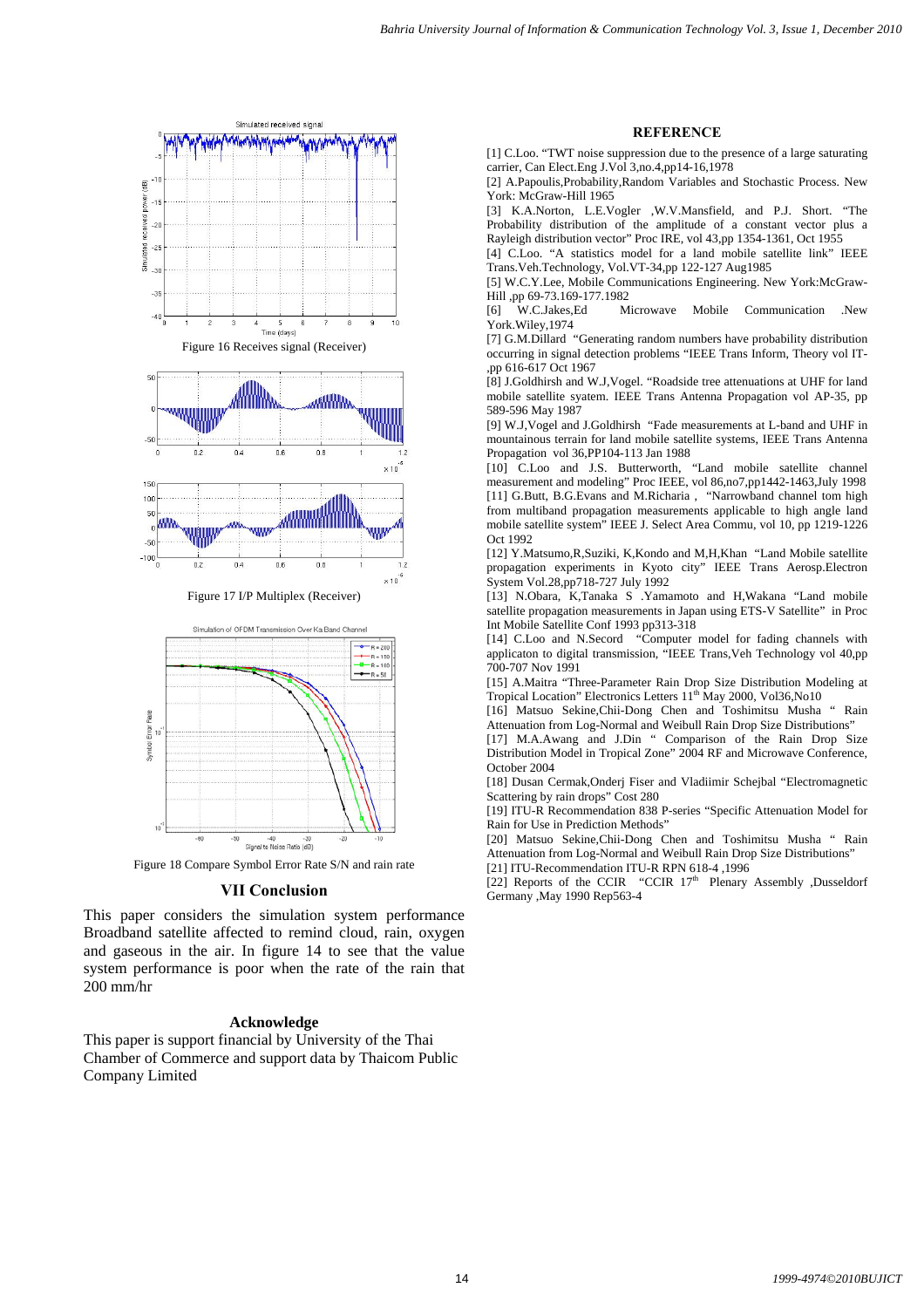Simulated received signal

Simulated received power (dB)

0, -5, -10, -15, -20, -25, -30, -35, -40

0 1 2 3 4 5 6 7 8 9 10

Time (days)

Figure 16 Receives signal (Receiver)

50, 0, -50

0 0.2 0.4 0.6 0.8 1 1.2

$\times 10^{-6}$

150, 100, 50, 0, -50, -100

0 0.2 0.4 0.6 0.8 1 1.2

$\times 10^{-6}$

Figure 17 I/P Multiplex (Receiver)

Simulation of OFDM Transmission Over Ka Band Channel

R = 200
R = 150
R = 100
R = 50

Symbol Error Rate

$10^{-1}$

$10^{-2}$

-60 -50 -40 -30 -20 -10

Signal to Noise Ratio (dB)

Figure 18 Compare Symbol Error Rate S/N and rain rate

## VII Conclusion

This paper considers the simulation system performance Broadband satellite affected to remind cloud, rain, oxygen and gaseous in the air. In figure 14 to see that the value system performance is poor when the rate of the rain that 200 mm/hr

## Acknowledge

This paper is support financial by University of the Thai Chamber of Commerce and support data by Thaicom Public Company Limited

## REFERENCE

[1] C.Loo. "TWT noise suppression due to the presence of a large saturating carrier, Can Elect.Eng J.Vol 3,no.4,pp14-16,1978

[2] A.Papoulis,Probability,Random Variables and Stochastic Process. New York: McGraw-Hill 1965

[3] K.A.Norton, L.E.Vogler ,W.V.Mansfield, and P.J. Short. "The Probability distribution of the amplitude of a constant vector plus a Rayleigh distribution vector" Proc IRE, vol 43,pp 1354-1361, Oct 1955

[4] C.Loo. "A statistics model for a land mobile satellite link" IEEE Trans.Veh.Technology, Vol.VT-34,pp 122-127 Aug1985

[5] W.C.Y.Lee, Mobile Communications Engineering. New York:McGraw-Hill ,pp 69-73.169-177.1982

[6] W.C.Jakes,Ed Microwave Mobile Communication .New York.Wiley,1974

[7] G.M.Dillard "Generating random numbers have probability distribution occurring in signal detection problems "IEEE Trans Inform, Theory vol IT- ,pp 616-617 Oct 1967

[8] J.Goldhirsh and W.J,Vogel. "Roadside tree attenuations at UHF for land mobile satellite syatem. IEEE Trans Antenna Propagation vol AP-35, pp 589-596 May 1987

[9] W.J,Vogel and J.Goldhirsh "Fade measurements at L-band and UHF in mountainous terrain for land mobile satellite systems, IEEE Trans Antenna Propagation vol 36,PP104-113 Jan 1988

[10] C.Loo and J.S. Butterworth, "Land mobile satellite channel measurement and modeling" Proc IEEE, vol 86,no7,pp1442-1463,July 1998

[11] G.Butt, B.G.Evans and M.Richaria , "Narrowband channel tom high from multiband propagation measurements applicable to high angle land mobile satellite system" IEEE J. Select Area Commu, vol 10, pp 1219-1226 Oct 1992

[12] Y.Matsumo,R,Suziki, K,Kondo and M,H,Khan "Land Mobile satellite propagation experiments in Kyoto city" IEEE Trans Aerosp.Electron System Vol.28,pp718-727 July 1992

[13] N.Obara, K,Tanaka S .Yamamoto and H,Wakana "Land mobile satellite propagation measurements in Japan using ETS-V Satellite" in Proc Int Mobile Satellite Conf 1993 pp313-318

[14] C.Loo and N.Secord "Computer model for fading channels with applicaton to digital transmission, "IEEE Trans,Veh Technology vol 40,pp 700-707 Nov 1991

[15] A.Maitra "Three-Parameter Rain Drop Size Distribution Modeling at Tropical Location" Electronics Letters 11th May 2000, Vol36,No10

[16] Matsuo Sekine,Chii-Dong Chen and Toshimitsu Musha " Rain Attenuation from Log-Normal and Weibull Rain Drop Size Distributions"

[17] M.A.Awang and J.Din " Comparison of the Rain Drop Size Distribution Model in Tropical Zone" 2004 RF and Microwave Conference, October 2004

[18] Dusan Cermak,Onderj Fiser and Vladiimir Schejbal "Electromagnetic Scattering by rain drops" Cost 280

[19] ITU-R Recommendation 838 P-series "Specific Attenuation Model for Rain for Use in Prediction Methods"

[20] Matsuo Sekine,Chii-Dong Chen and Toshimitsu Musha " Rain Attenuation from Log-Normal and Weibull Rain Drop Size Distributions"

[21] ITU-Recommendation ITU-R RPN 618-4 ,1996

[22] Reports of the CCIR "CCIR 17th Plenary Assembly ,Dusseldorf Germany ,May 1990 Rep563-4